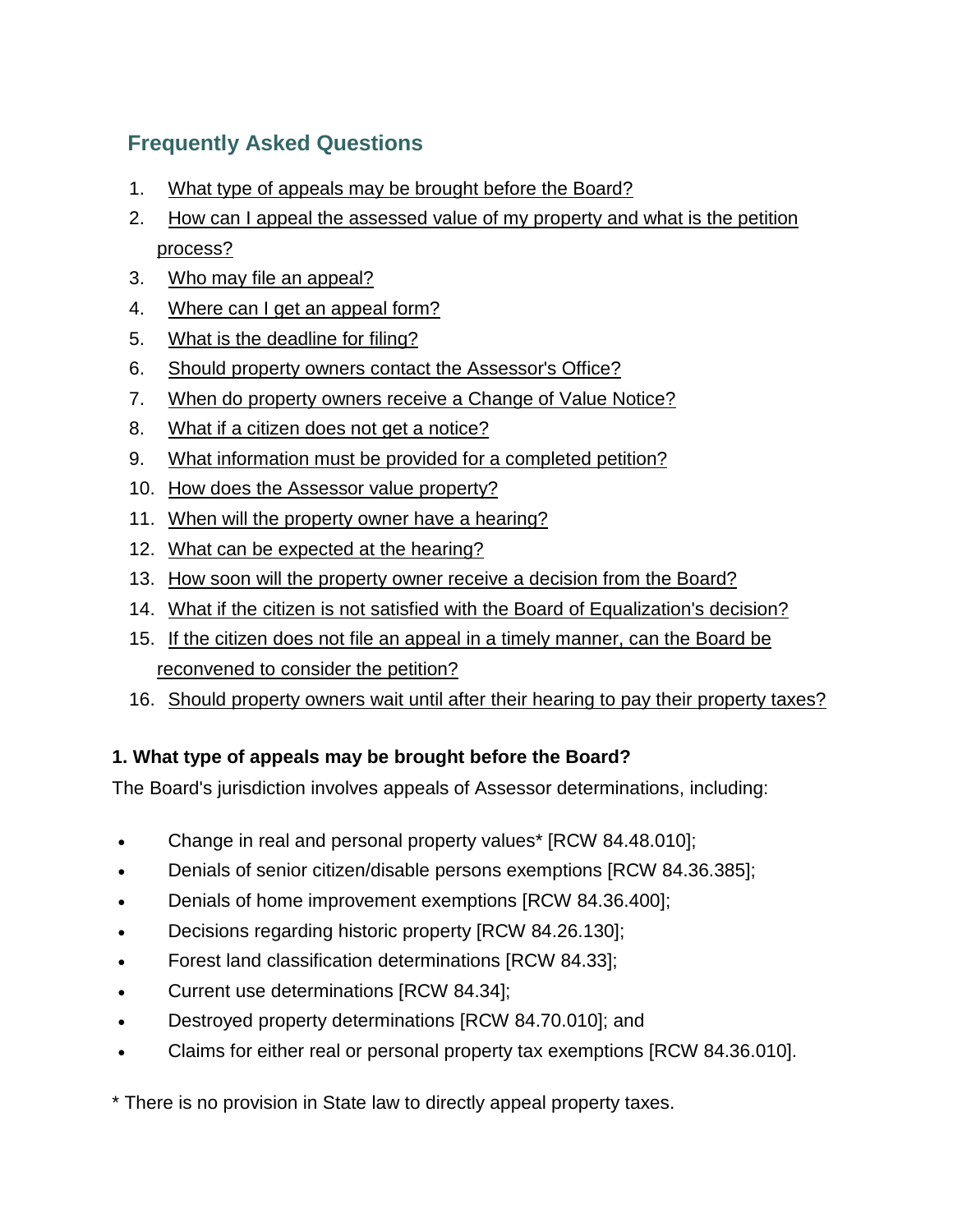## Frequently Asked Questions

1. What type of appeals may be brought before the Board?
2. How can I appeal the assessed value of my property and what is the petition process?
3. Who may file an appeal?
4. Where can I get an appeal form?
5. What is the deadline for filing?
6. Should property owners contact the Assessor's Office?
7. When do property owners receive a Change of Value Notice?
8. What if a citizen does not get a notice?
9. What information must be provided for a completed petition?
10. How does the Assessor value property?
11. When will the property owner have a hearing?
12. What can be expected at the hearing?
13. How soon will the property owner receive a decision from the Board?
14. What if the citizen is not satisfied with the Board of Equalization's decision?
15. If the citizen does not file an appeal in a timely manner, can the Board be reconvened to consider the petition?
16. Should property owners wait until after their hearing to pay their property taxes?

**1. What type of appeals may be brought before the Board?**

The Board's jurisdiction involves appeals of Assessor determinations, including:

- Change in real and personal property values* [RCW 84.48.010];
- Denials of senior citizen/disable persons exemptions [RCW 84.36.385];
- Denials of home improvement exemptions [RCW 84.36.400];
- Decisions regarding historic property [RCW 84.26.130];
- Forest land classification determinations [RCW 84.33];
- Current use determinations [RCW 84.34];
- Destroyed property determinations [RCW 84.70.010]; and
- Claims for either real or personal property tax exemptions [RCW 84.36.010].

* There is no provision in State law to directly appeal property taxes.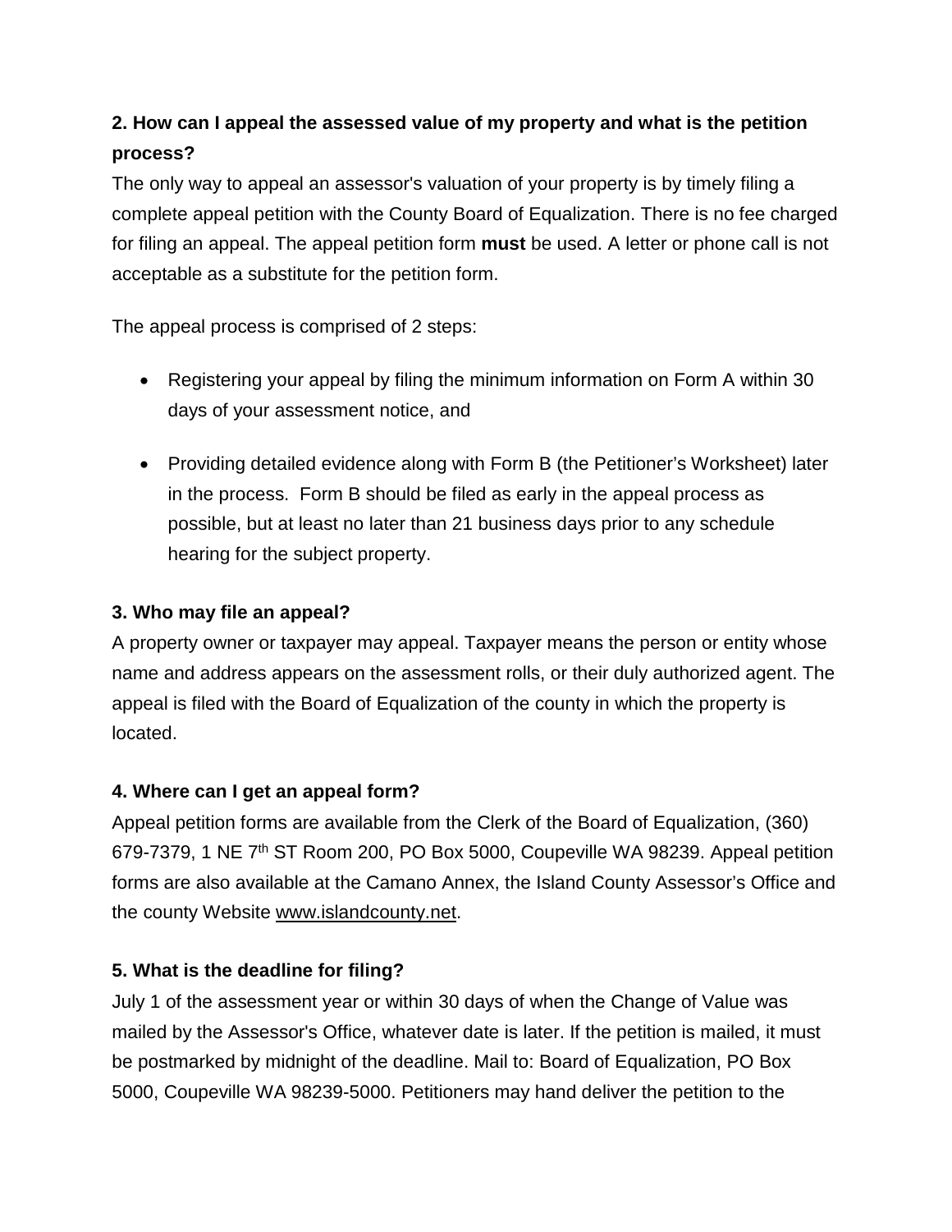**2. How can I appeal the assessed value of my property and what is the petition process?**

The only way to appeal an assessor's valuation of your property is by timely filing a complete appeal petition with the County Board of Equalization. There is no fee charged for filing an appeal. The appeal petition form **must** be used. A letter or phone call is not acceptable as a substitute for the petition form.

The appeal process is comprised of 2 steps:

- Registering your appeal by filing the minimum information on Form A within 30 days of your assessment notice, and
- Providing detailed evidence along with Form B (the Petitioner's Worksheet) later in the process. Form B should be filed as early in the appeal process as possible, but at least no later than 21 business days prior to any schedule hearing for the subject property.

**3. Who may file an appeal?**

A property owner or taxpayer may appeal. Taxpayer means the person or entity whose name and address appears on the assessment rolls, or their duly authorized agent. The appeal is filed with the Board of Equalization of the county in which the property is located.

**4. Where can I get an appeal form?**

Appeal petition forms are available from the Clerk of the Board of Equalization, (360) 679-7379, 1 NE 7th ST Room 200, PO Box 5000, Coupeville WA 98239. Appeal petition forms are also available at the Camano Annex, the Island County Assessor's Office and the county Website www.islandcounty.net.

**5. What is the deadline for filing?**

July 1 of the assessment year or within 30 days of when the Change of Value was mailed by the Assessor's Office, whatever date is later. If the petition is mailed, it must be postmarked by midnight of the deadline. Mail to: Board of Equalization, PO Box 5000, Coupeville WA 98239-5000. Petitioners may hand deliver the petition to the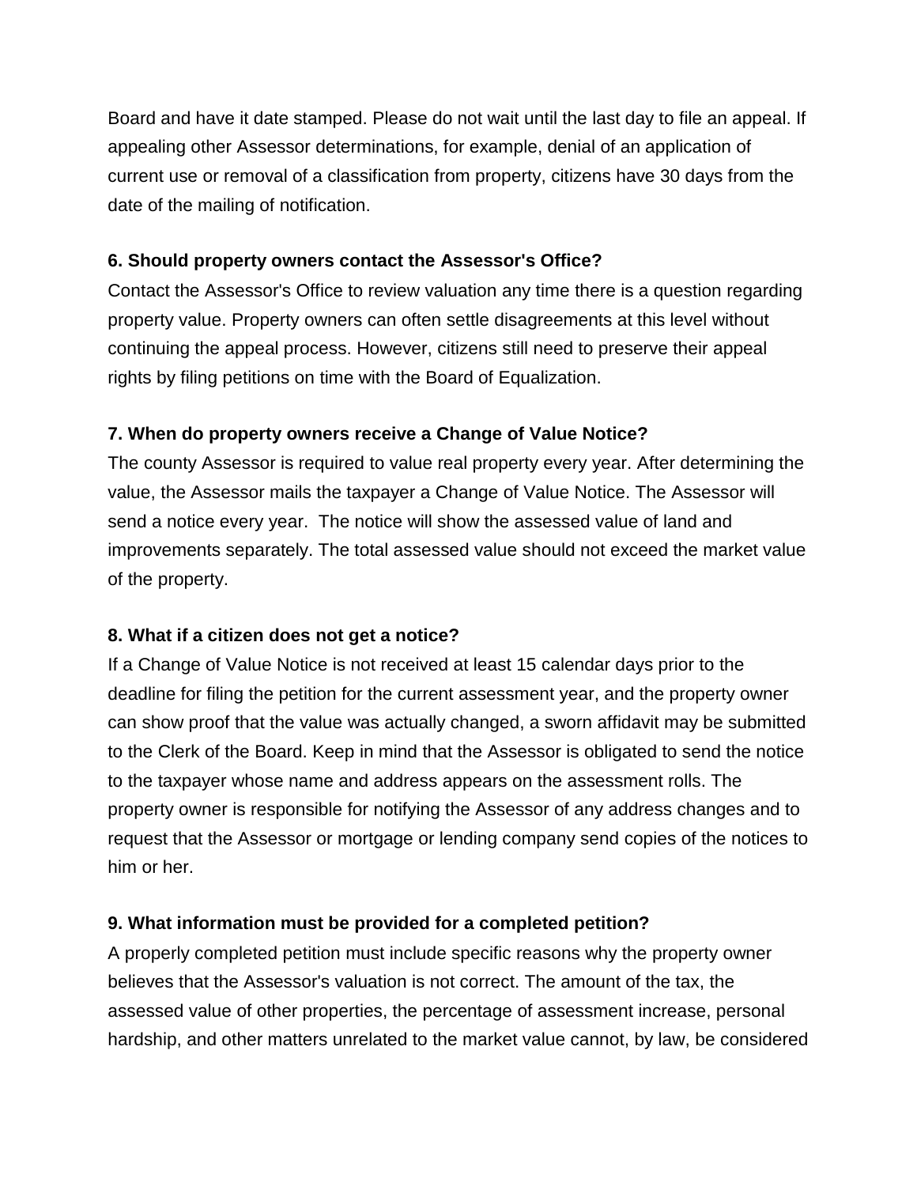Board and have it date stamped. Please do not wait until the last day to file an appeal. If appealing other Assessor determinations, for example, denial of an application of current use or removal of a classification from property, citizens have 30 days from the date of the mailing of notification.

**6. Should property owners contact the Assessor's Office?**

Contact the Assessor's Office to review valuation any time there is a question regarding property value. Property owners can often settle disagreements at this level without continuing the appeal process. However, citizens still need to preserve their appeal rights by filing petitions on time with the Board of Equalization.

**7. When do property owners receive a Change of Value Notice?**

The county Assessor is required to value real property every year. After determining the value, the Assessor mails the taxpayer a Change of Value Notice. The Assessor will send a notice every year. The notice will show the assessed value of land and improvements separately. The total assessed value should not exceed the market value of the property.

**8. What if a citizen does not get a notice?**

If a Change of Value Notice is not received at least 15 calendar days prior to the deadline for filing the petition for the current assessment year, and the property owner can show proof that the value was actually changed, a sworn affidavit may be submitted to the Clerk of the Board. Keep in mind that the Assessor is obligated to send the notice to the taxpayer whose name and address appears on the assessment rolls. The property owner is responsible for notifying the Assessor of any address changes and to request that the Assessor or mortgage or lending company send copies of the notices to him or her.

**9. What information must be provided for a completed petition?**

A properly completed petition must include specific reasons why the property owner believes that the Assessor's valuation is not correct. The amount of the tax, the assessed value of other properties, the percentage of assessment increase, personal hardship, and other matters unrelated to the market value cannot, by law, be considered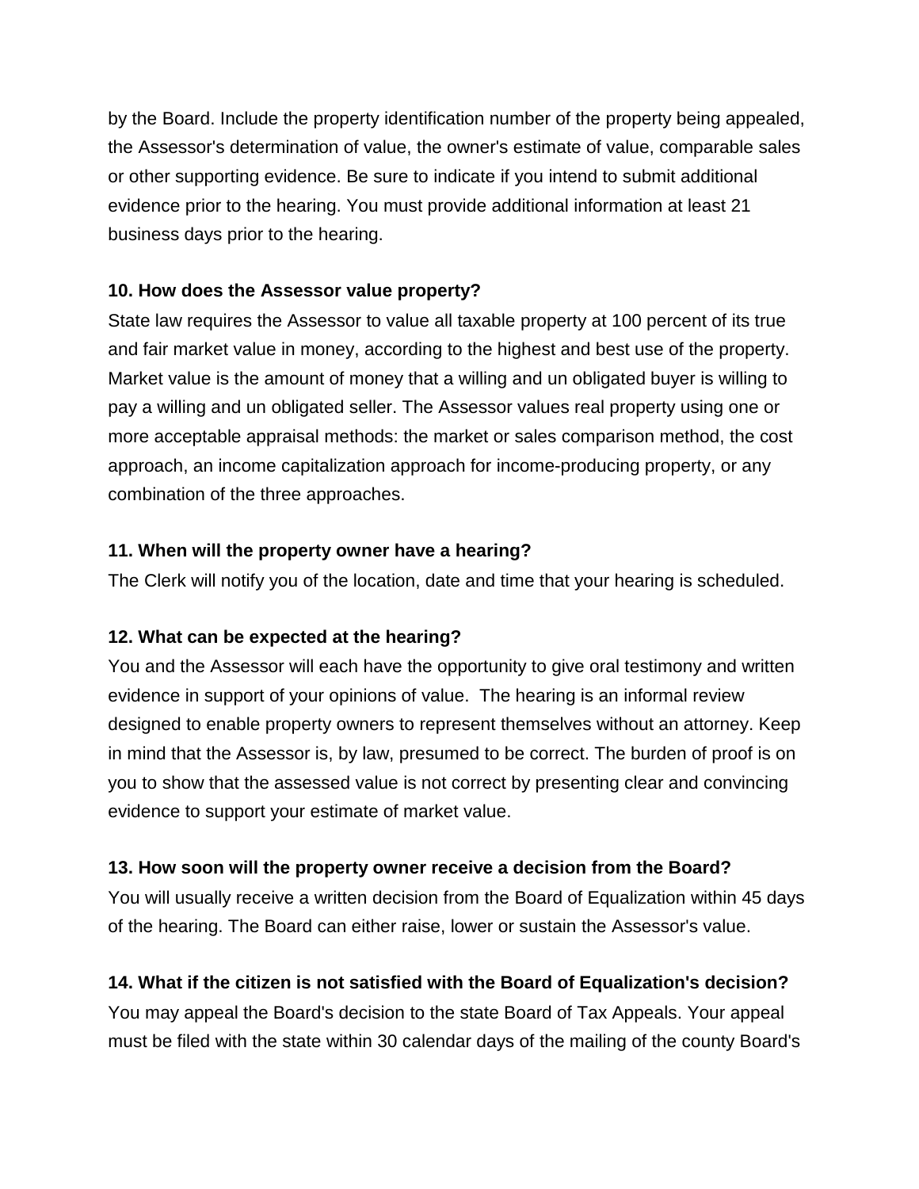by the Board. Include the property identification number of the property being appealed, the Assessor's determination of value, the owner's estimate of value, comparable sales or other supporting evidence. Be sure to indicate if you intend to submit additional evidence prior to the hearing. You must provide additional information at least 21 business days prior to the hearing.

**10. How does the Assessor value property?**

State law requires the Assessor to value all taxable property at 100 percent of its true and fair market value in money, according to the highest and best use of the property. Market value is the amount of money that a willing and un obligated buyer is willing to pay a willing and un obligated seller. The Assessor values real property using one or more acceptable appraisal methods: the market or sales comparison method, the cost approach, an income capitalization approach for income-producing property, or any combination of the three approaches.

**11. When will the property owner have a hearing?**

The Clerk will notify you of the location, date and time that your hearing is scheduled.

**12. What can be expected at the hearing?**

You and the Assessor will each have the opportunity to give oral testimony and written evidence in support of your opinions of value. The hearing is an informal review designed to enable property owners to represent themselves without an attorney. Keep in mind that the Assessor is, by law, presumed to be correct. The burden of proof is on you to show that the assessed value is not correct by presenting clear and convincing evidence to support your estimate of market value.

**13. How soon will the property owner receive a decision from the Board?**

You will usually receive a written decision from the Board of Equalization within 45 days of the hearing. The Board can either raise, lower or sustain the Assessor's value.

**14. What if the citizen is not satisfied with the Board of Equalization's decision?**

You may appeal the Board's decision to the state Board of Tax Appeals. Your appeal must be filed with the state within 30 calendar days of the mailing of the county Board's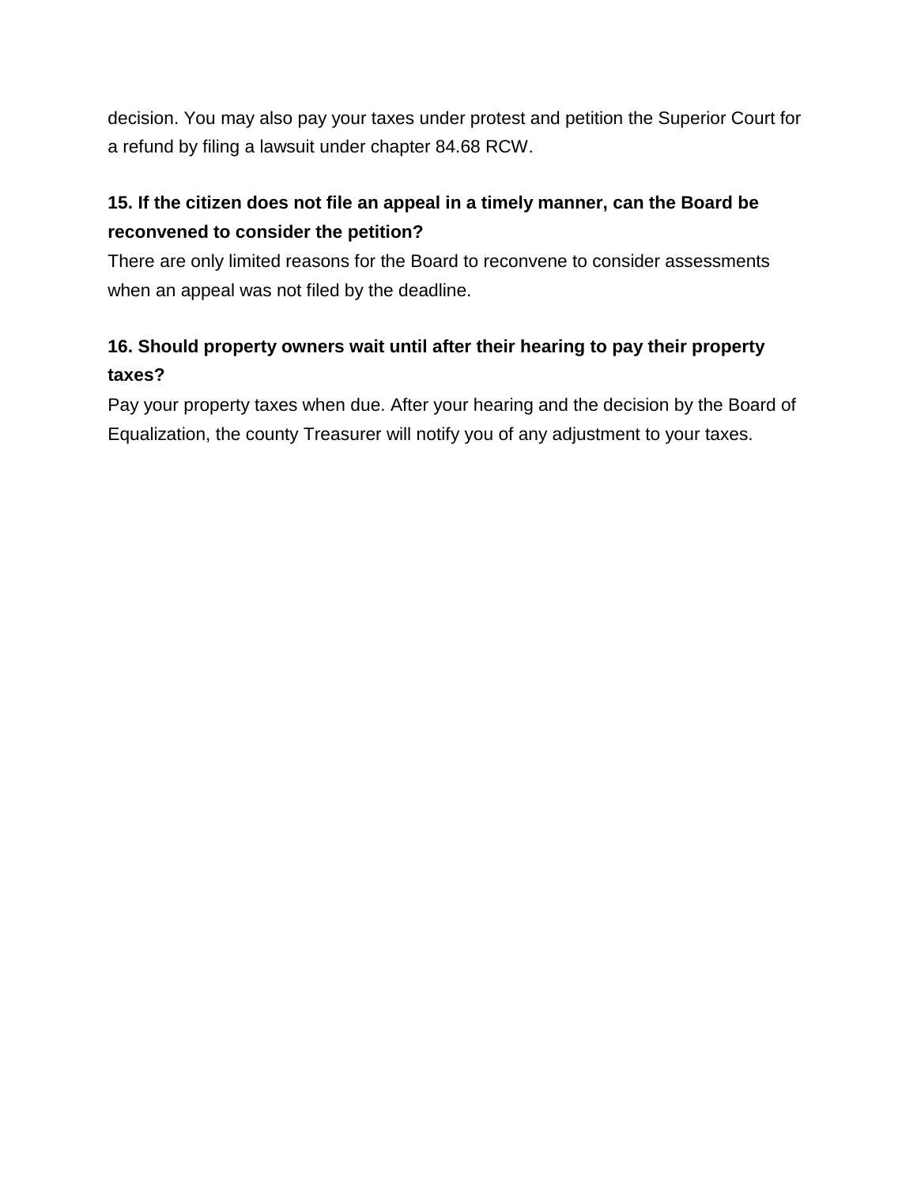decision. You may also pay your taxes under protest and petition the Superior Court for a refund by filing a lawsuit under chapter 84.68 RCW.

**15. If the citizen does not file an appeal in a timely manner, can the Board be reconvened to consider the petition?**

There are only limited reasons for the Board to reconvene to consider assessments when an appeal was not filed by the deadline.

**16. Should property owners wait until after their hearing to pay their property taxes?**

Pay your property taxes when due. After your hearing and the decision by the Board of Equalization, the county Treasurer will notify you of any adjustment to your taxes.